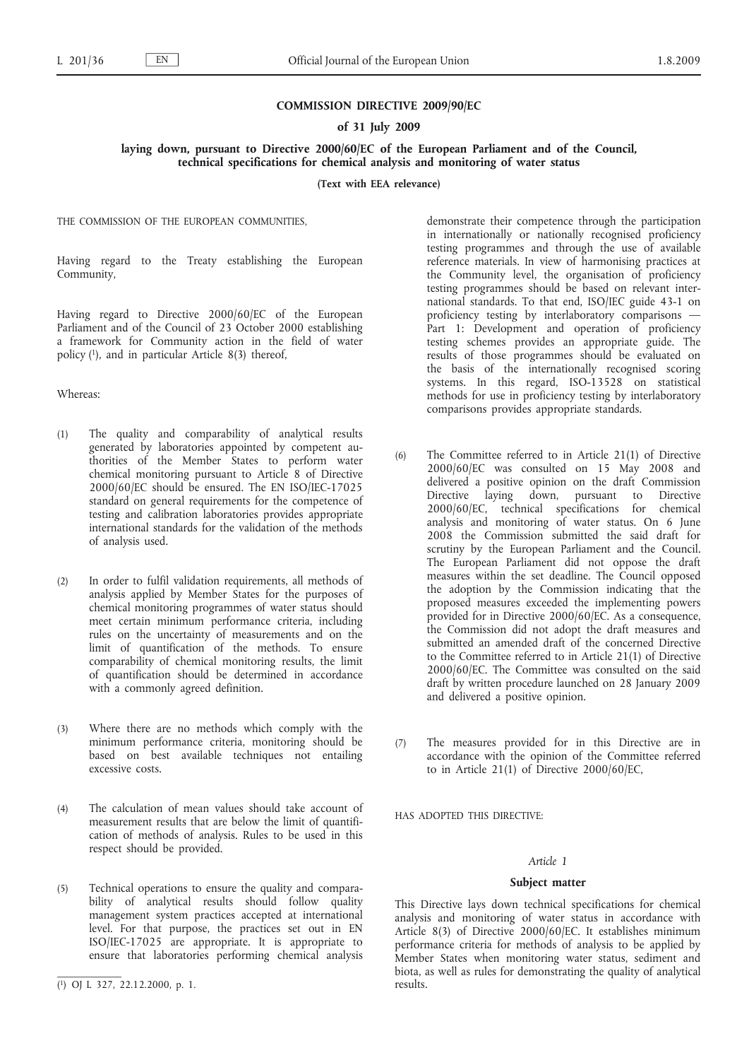# COMMISSION DIRECTIVE 2009/90/EC

## of 31 July 2009

## laying down, pursuant to Directive 2000/60/EC of the European Parliament and of the Council, technical specifications for chemical analysis and monitoring of water status

**(Text with EEA relevance)**

THE COMMISSION OF THE EUROPEAN COMMUNITIES,

Having regard to the Treaty establishing the European Community,

Having regard to Directive 2000/60/EC of the European Parliament and of the Council of 23 October 2000 establishing a framework for Community action in the field of water policy [1], and in particular Article 8(3) thereof,

Whereas:

(1) The quality and comparability of analytical results generated by laboratories appointed by competent authorities of the Member States to perform water chemical monitoring pursuant to Article 8 of Directive 2000/60/EC should be ensured. The EN ISO/IEC-17025 standard on general requirements for the competence of testing and calibration laboratories provides appropriate international standards for the validation of the methods of analysis used.

(2) In order to fulfil validation requirements, all methods of analysis applied by Member States for the purposes of chemical monitoring programmes of water status should meet certain minimum performance criteria, including rules on the uncertainty of measurements and on the limit of quantification of the methods. To ensure comparability of chemical monitoring results, the limit of quantification should be determined in accordance with a commonly agreed definition.

(3) Where there are no methods which comply with the minimum performance criteria, monitoring should be based on best available techniques not entailing excessive costs.

(4) The calculation of mean values should take account of measurement results that are below the limit of quantification of methods of analysis. Rules to be used in this respect should be provided.

(5) Technical operations to ensure the quality and comparability of analytical results should follow quality management system practices accepted at international level. For that purpose, the practices set out in EN ISO/IEC-17025 are appropriate. It is appropriate to ensure that laboratories performing chemical analysis demonstrate their competence through the participation in internationally or nationally recognised proficiency testing programmes and through the use of available reference materials. In view of harmonising practices at the Community level, the organisation of proficiency testing programmes should be based on relevant international standards. To that end, ISO/IEC guide 43-1 on proficiency testing by interlaboratory comparisons — Part 1: Development and operation of proficiency testing schemes provides an appropriate guide. The results of those programmes should be evaluated on the basis of the internationally recognised scoring systems. In this regard, ISO-13528 on statistical methods for use in proficiency testing by interlaboratory comparisons provides appropriate standards.

(6) The Committee referred to in Article 21(1) of Directive 2000/60/EC was consulted on 15 May 2008 and delivered a positive opinion on the draft Commission Directive laying down, pursuant to Directive 2000/60/EC, technical specifications for chemical analysis and monitoring of water status. On 6 June 2008 the Commission submitted the said draft for scrutiny by the European Parliament and the Council. The European Parliament did not oppose the draft measures within the set deadline. The Council opposed the adoption by the Commission indicating that the proposed measures exceeded the implementing powers provided for in Directive 2000/60/EC. As a consequence, the Commission did not adopt the draft measures and submitted an amended draft of the concerned Directive to the Committee referred to in Article 21(1) of Directive 2000/60/EC. The Committee was consulted on the said draft by written procedure launched on 28 January 2009 and delivered a positive opinion.

(7) The measures provided for in this Directive are in accordance with the opinion of the Committee referred to in Article 21(1) of Directive 2000/60/EC,

HAS ADOPTED THIS DIRECTIVE:

*Article 1*

**Subject matter**

This Directive lays down technical specifications for chemical analysis and monitoring of water status in accordance with Article 8(3) of Directive 2000/60/EC. It establishes minimum performance criteria for methods of analysis to be applied by Member States when monitoring water status, sediment and biota, as well as rules for demonstrating the quality of analytical results.

[1] OJ L 327, 22.12.2000, p. 1.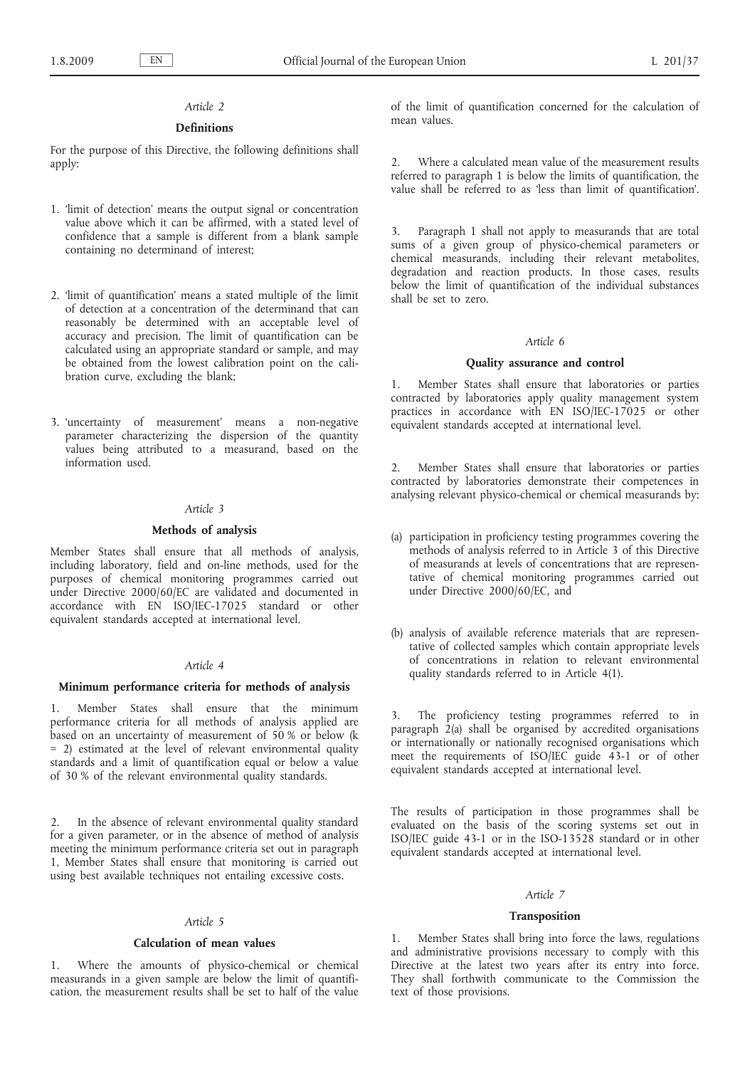*Article 2*

**Definitions**

For the purpose of this Directive, the following definitions shall apply:

1. 'limit of detection' means the output signal or concentration value above which it can be affirmed, with a stated level of confidence that a sample is different from a blank sample containing no determinand of interest;

2. 'limit of quantification' means a stated multiple of the limit of detection at a concentration of the determinand that can reasonably be determined with an acceptable level of accuracy and precision. The limit of quantification can be calculated using an appropriate standard or sample, and may be obtained from the lowest calibration point on the calibration curve, excluding the blank;

3. 'uncertainty of measurement' means a non-negative parameter characterizing the dispersion of the quantity values being attributed to a measurand, based on the information used.

*Article 3*

**Methods of analysis**

Member States shall ensure that all methods of analysis, including laboratory, field and on-line methods, used for the purposes of chemical monitoring programmes carried out under Directive 2000/60/EC are validated and documented in accordance with EN ISO/IEC-17025 standard or other equivalent standards accepted at international level.

*Article 4*

**Minimum performance criteria for methods of analysis**

1. Member States shall ensure that the minimum performance criteria for all methods of analysis applied are based on an uncertainty of measurement of 50 % or below ($k = 2$) estimated at the level of relevant environmental quality standards and a limit of quantification equal or below a value of 30 % of the relevant environmental quality standards.

2. In the absence of relevant environmental quality standard for a given parameter, or in the absence of method of analysis meeting the minimum performance criteria set out in paragraph 1, Member States shall ensure that monitoring is carried out using best available techniques not entailing excessive costs.

*Article 5*

**Calculation of mean values**

1. Where the amounts of physico-chemical or chemical measurands in a given sample are below the limit of quantification, the measurement results shall be set to half of the value of the limit of quantification concerned for the calculation of mean values.

2. Where a calculated mean value of the measurement results referred to paragraph 1 is below the limits of quantification, the value shall be referred to as 'less than limit of quantification'.

3. Paragraph 1 shall not apply to measurands that are total sums of a given group of physico-chemical parameters or chemical measurands, including their relevant metabolites, degradation and reaction products. In those cases, results below the limit of quantification of the individual substances shall be set to zero.

*Article 6*

**Quality assurance and control**

1. Member States shall ensure that laboratories or parties contracted by laboratories apply quality management system practices in accordance with EN ISO/IEC-17025 or other equivalent standards accepted at international level.

2. Member States shall ensure that laboratories or parties contracted by laboratories demonstrate their competences in analysing relevant physico-chemical or chemical measurands by:

(a) participation in proficiency testing programmes covering the methods of analysis referred to in Article 3 of this Directive of measurands at levels of concentrations that are representative of chemical monitoring programmes carried out under Directive 2000/60/EC, and

(b) analysis of available reference materials that are representative of collected samples which contain appropriate levels of concentrations in relation to relevant environmental quality standards referred to in Article 4(1).

3. The proficiency testing programmes referred to in paragraph 2(a) shall be organised by accredited organisations or internationally or nationally recognised organisations which meet the requirements of ISO/IEC guide 43-1 or of other equivalent standards accepted at international level.

The results of participation in those programmes shall be evaluated on the basis of the scoring systems set out in ISO/IEC guide 43-1 or in the ISO-13528 standard or in other equivalent standards accepted at international level.

*Article 7*

**Transposition**

1. Member States shall bring into force the laws, regulations and administrative provisions necessary to comply with this Directive at the latest two years after its entry into force. They shall forthwith communicate to the Commission the text of those provisions.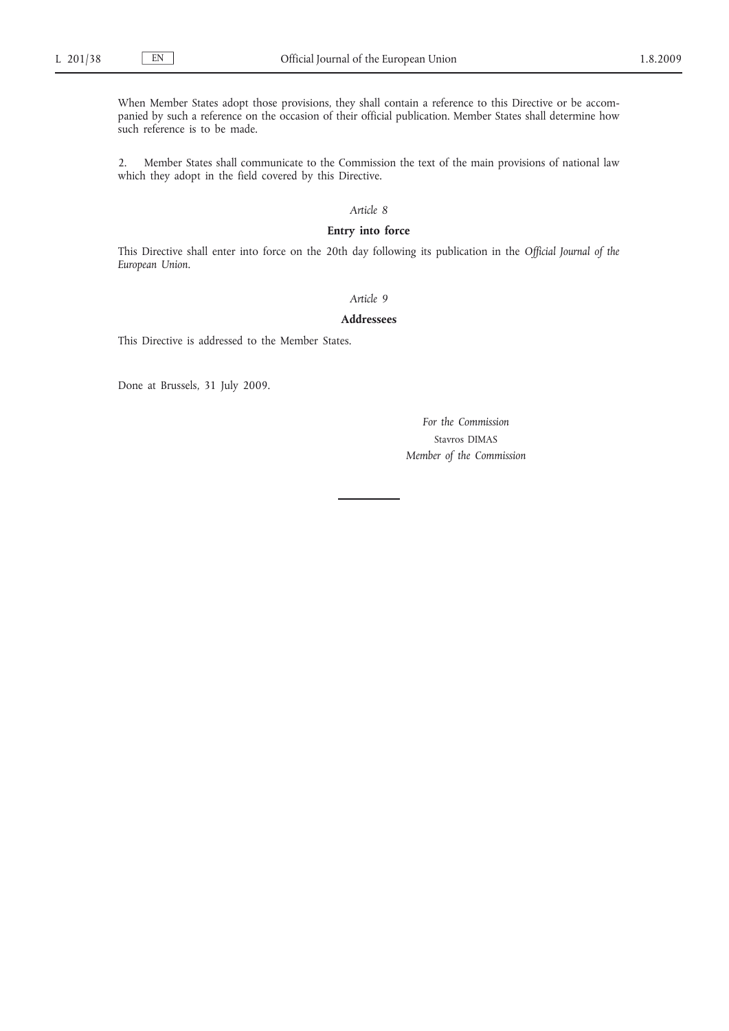When Member States adopt those provisions, they shall contain a reference to this Directive or be accompanied by such a reference on the occasion of their official publication. Member States shall determine how such reference is to be made.

2. Member States shall communicate to the Commission the text of the main provisions of national law which they adopt in the field covered by this Directive.

*Article 8*

**Entry into force**

This Directive shall enter into force on the 20th day following its publication in the *Official Journal of the European Union*.

*Article 9*

**Addressees**

This Directive is addressed to the Member States.

Done at Brussels, 31 July 2009.

*For the Commission*

Stavros DIMAS

*Member of the Commission*